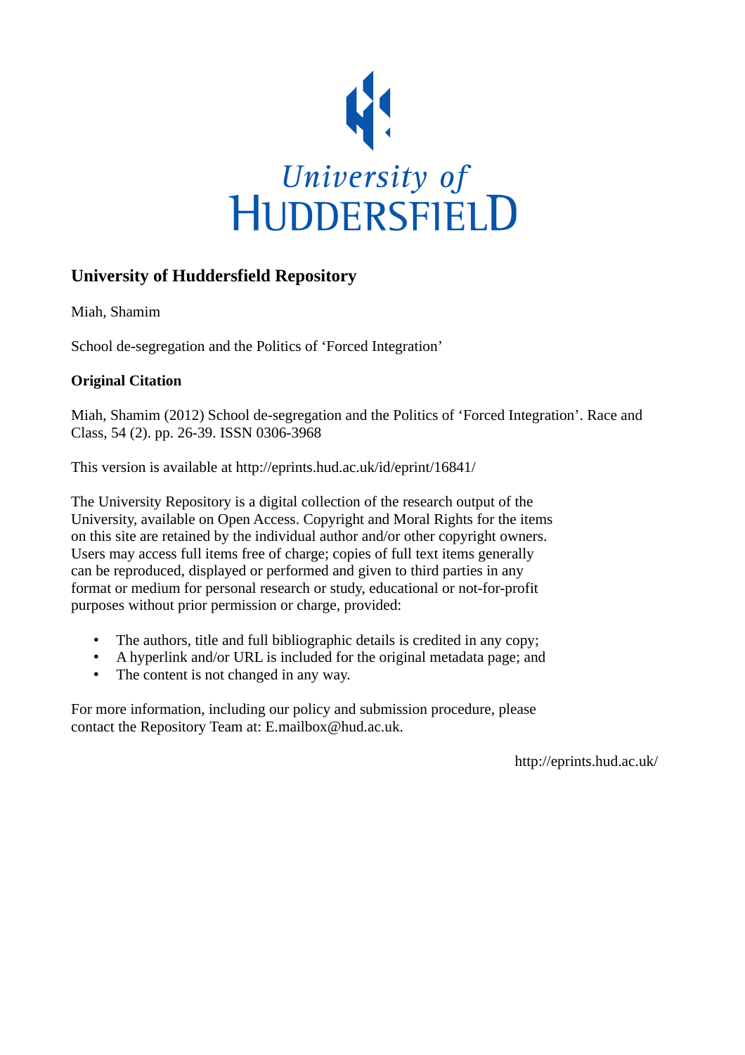University of
HUDDERSFIELD

## University of Huddersfield Repository

Miah, Shamim

School de-segregation and the Politics of 'Forced Integration'

**Original Citation**

Miah, Shamim (2012) School de-segregation and the Politics of 'Forced Integration'. Race and Class, 54 (2). pp. 26-39. ISSN 0306-3968

This version is available at http://eprints.hud.ac.uk/id/eprint/16841/

The University Repository is a digital collection of the research output of the University, available on Open Access. Copyright and Moral Rights for the items on this site are retained by the individual author and/or other copyright owners. Users may access full items free of charge; copies of full text items generally can be reproduced, displayed or performed and given to third parties in any format or medium for personal research or study, educational or not-for-profit purposes without prior permission or charge, provided:

- The authors, title and full bibliographic details is credited in any copy;
- A hyperlink and/or URL is included for the original metadata page; and
- The content is not changed in any way.

For more information, including our policy and submission procedure, please contact the Repository Team at: E.mailbox@hud.ac.uk.

http://eprints.hud.ac.uk/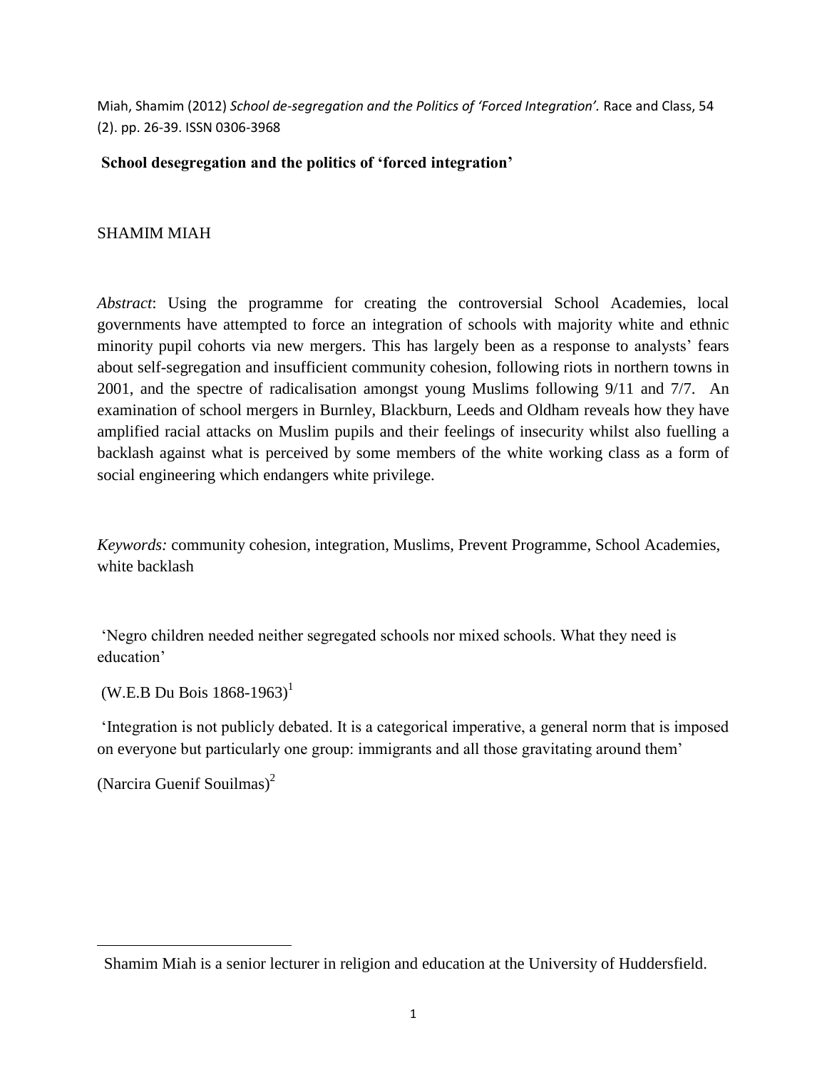Miah, Shamim (2012) *School de-segregation and the Politics of 'Forced Integration'.* Race and Class, 54 (2). pp. 26-39. ISSN 0306-3968

**School desegregation and the politics of 'forced integration'**

SHAMIM MIAH

*Abstract*: Using the programme for creating the controversial School Academies, local governments have attempted to force an integration of schools with majority white and ethnic minority pupil cohorts via new mergers. This has largely been as a response to analysts' fears about self-segregation and insufficient community cohesion, following riots in northern towns in 2001, and the spectre of radicalisation amongst young Muslims following 9/11 and 7/7. An examination of school mergers in Burnley, Blackburn, Leeds and Oldham reveals how they have amplified racial attacks on Muslim pupils and their feelings of insecurity whilst also fuelling a backlash against what is perceived by some members of the white working class as a form of social engineering which endangers white privilege.

*Keywords:* community cohesion, integration, Muslims, Prevent Programme, School Academies, white backlash

'Negro children needed neither segregated schools nor mixed schools. What they need is education'

(W.E.B Du Bois 1868-1963)[1]

'Integration is not publicly debated. It is a categorical imperative, a general norm that is imposed on everyone but particularly one group: immigrants and all those gravitating around them'

(Narcira Guenif Souilmas)[2]

Shamim Miah is a senior lecturer in religion and education at the University of Huddersfield.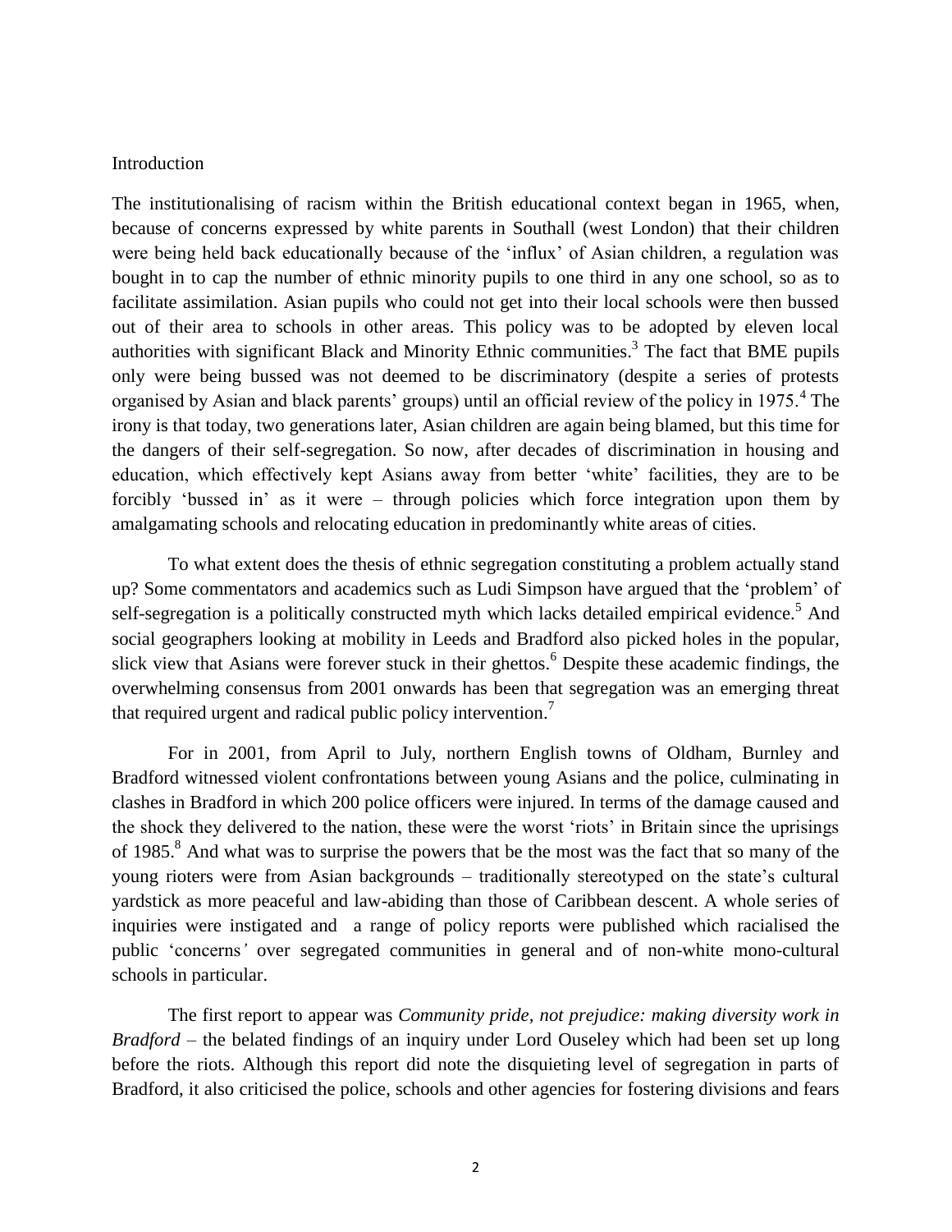## Introduction

The institutionalising of racism within the British educational context began in 1965, when, because of concerns expressed by white parents in Southall (west London) that their children were being held back educationally because of the 'influx' of Asian children, a regulation was bought in to cap the number of ethnic minority pupils to one third in any one school, so as to facilitate assimilation. Asian pupils who could not get into their local schools were then bussed out of their area to schools in other areas. This policy was to be adopted by eleven local authorities with significant Black and Minority Ethnic communities.[3] The fact that BME pupils only were being bussed was not deemed to be discriminatory (despite a series of protests organised by Asian and black parents' groups) until an official review of the policy in 1975.[4] The irony is that today, two generations later, Asian children are again being blamed, but this time for the dangers of their self-segregation. So now, after decades of discrimination in housing and education, which effectively kept Asians away from better 'white' facilities, they are to be forcibly 'bussed in' as it were – through policies which force integration upon them by amalgamating schools and relocating education in predominantly white areas of cities.

To what extent does the thesis of ethnic segregation constituting a problem actually stand up? Some commentators and academics such as Ludi Simpson have argued that the 'problem' of self-segregation is a politically constructed myth which lacks detailed empirical evidence.[5] And social geographers looking at mobility in Leeds and Bradford also picked holes in the popular, slick view that Asians were forever stuck in their ghettos.[6] Despite these academic findings, the overwhelming consensus from 2001 onwards has been that segregation was an emerging threat that required urgent and radical public policy intervention.[7]

For in 2001, from April to July, northern English towns of Oldham, Burnley and Bradford witnessed violent confrontations between young Asians and the police, culminating in clashes in Bradford in which 200 police officers were injured. In terms of the damage caused and the shock they delivered to the nation, these were the worst 'riots' in Britain since the uprisings of 1985.[8] And what was to surprise the powers that be the most was the fact that so many of the young rioters were from Asian backgrounds – traditionally stereotyped on the state's cultural yardstick as more peaceful and law-abiding than those of Caribbean descent. A whole series of inquiries were instigated and a range of policy reports were published which racialised the public 'concerns' over segregated communities in general and of non-white mono-cultural schools in particular.

The first report to appear was *Community pride, not prejudice: making diversity work in Bradford* – the belated findings of an inquiry under Lord Ouseley which had been set up long before the riots. Although this report did note the disquieting level of segregation in parts of Bradford, it also criticised the police, schools and other agencies for fostering divisions and fears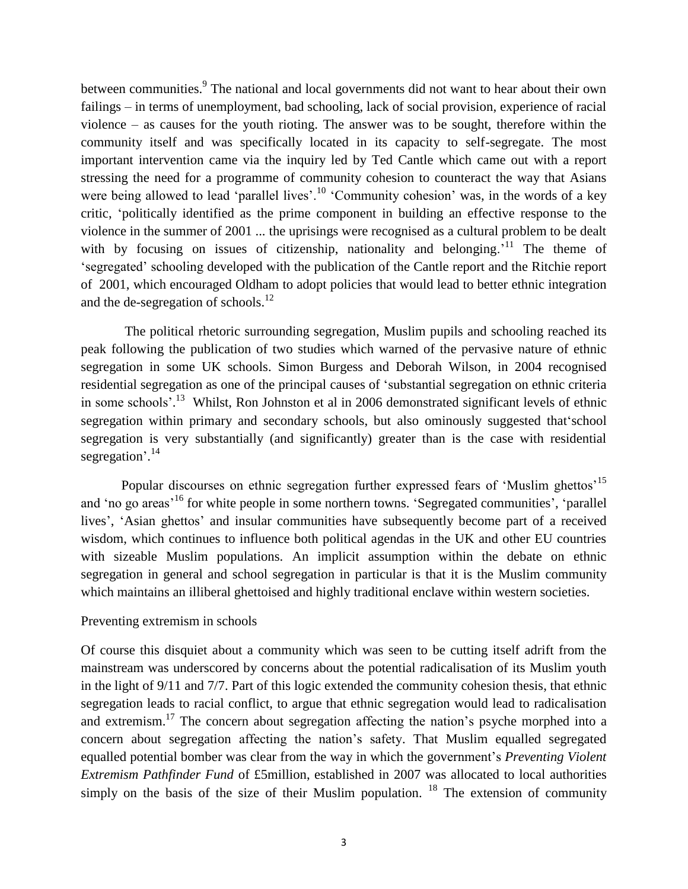between communities.[9] The national and local governments did not want to hear about their own failings – in terms of unemployment, bad schooling, lack of social provision, experience of racial violence – as causes for the youth rioting. The answer was to be sought, therefore within the community itself and was specifically located in its capacity to self-segregate. The most important intervention came via the inquiry led by Ted Cantle which came out with a report stressing the need for a programme of community cohesion to counteract the way that Asians were being allowed to lead 'parallel lives'.[10] 'Community cohesion' was, in the words of a key critic, 'politically identified as the prime component in building an effective response to the violence in the summer of 2001 ... the uprisings were recognised as a cultural problem to be dealt with by focusing on issues of citizenship, nationality and belonging.'[11] The theme of 'segregated' schooling developed with the publication of the Cantle report and the Ritchie report of 2001, which encouraged Oldham to adopt policies that would lead to better ethnic integration and the de-segregation of schools.[12]

The political rhetoric surrounding segregation, Muslim pupils and schooling reached its peak following the publication of two studies which warned of the pervasive nature of ethnic segregation in some UK schools. Simon Burgess and Deborah Wilson, in 2004 recognised residential segregation as one of the principal causes of 'substantial segregation on ethnic criteria in some schools'.[13] Whilst, Ron Johnston et al in 2006 demonstrated significant levels of ethnic segregation within primary and secondary schools, but also ominously suggested that'school segregation is very substantially (and significantly) greater than is the case with residential segregation'.[14]

Popular discourses on ethnic segregation further expressed fears of 'Muslim ghettos'[15] and 'no go areas'[16] for white people in some northern towns. 'Segregated communities', 'parallel lives', 'Asian ghettos' and insular communities have subsequently become part of a received wisdom, which continues to influence both political agendas in the UK and other EU countries with sizeable Muslim populations. An implicit assumption within the debate on ethnic segregation in general and school segregation in particular is that it is the Muslim community which maintains an illiberal ghettoised and highly traditional enclave within western societies.

## Preventing extremism in schools

Of course this disquiet about a community which was seen to be cutting itself adrift from the mainstream was underscored by concerns about the potential radicalisation of its Muslim youth in the light of 9/11 and 7/7. Part of this logic extended the community cohesion thesis, that ethnic segregation leads to racial conflict, to argue that ethnic segregation would lead to radicalisation and extremism.[17] The concern about segregation affecting the nation's psyche morphed into a concern about segregation affecting the nation's safety. That Muslim equalled segregated equalled potential bomber was clear from the way in which the government's *Preventing Violent Extremism Pathfinder Fund* of £5million, established in 2007 was allocated to local authorities simply on the basis of the size of their Muslim population. [18] The extension of community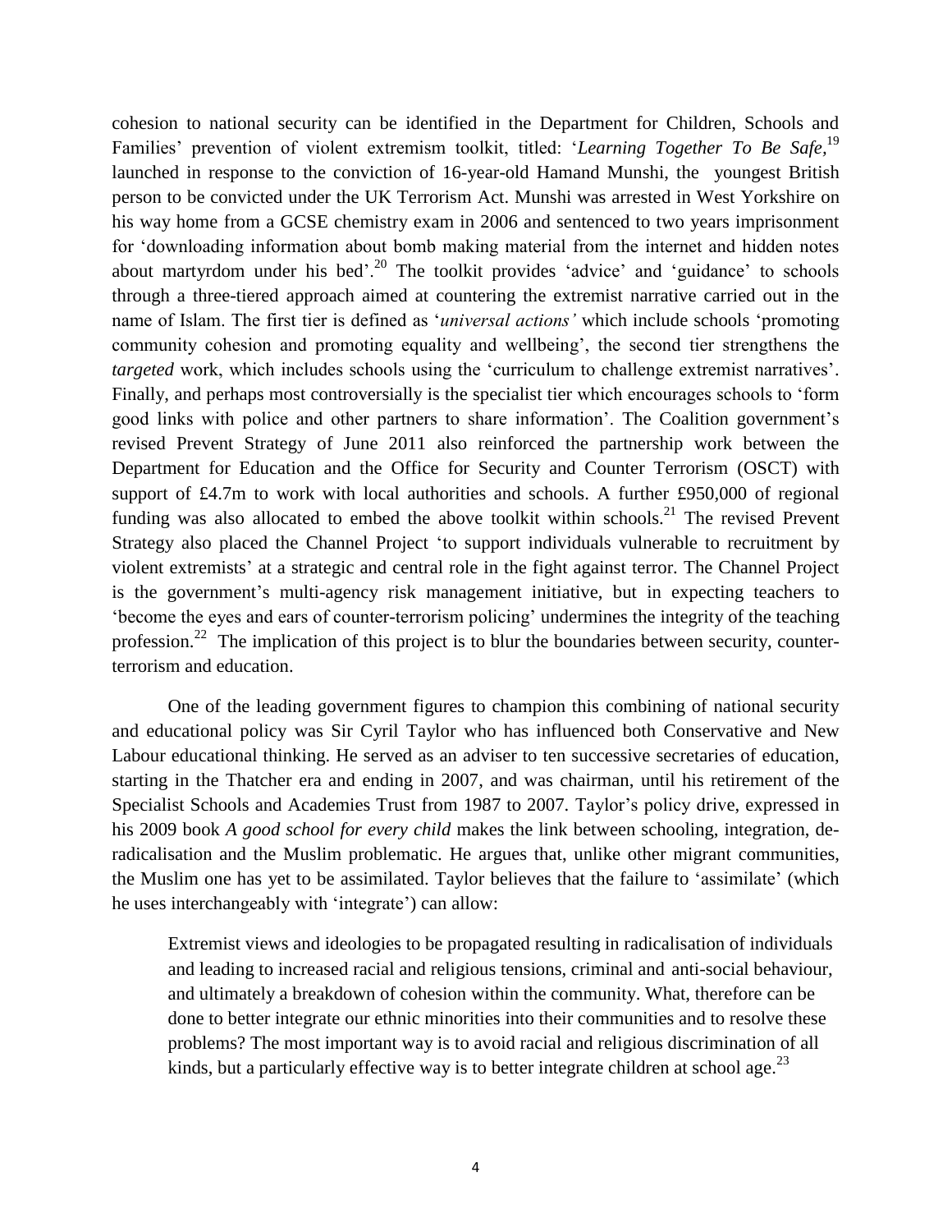cohesion to national security can be identified in the Department for Children, Schools and Families' prevention of violent extremism toolkit, titled: '*Learning Together To Be Safe,*[19] launched in response to the conviction of 16-year-old Hamand Munshi, the youngest British person to be convicted under the UK Terrorism Act. Munshi was arrested in West Yorkshire on his way home from a GCSE chemistry exam in 2006 and sentenced to two years imprisonment for 'downloading information about bomb making material from the internet and hidden notes about martyrdom under his bed'.[20] The toolkit provides 'advice' and 'guidance' to schools through a three-tiered approach aimed at countering the extremist narrative carried out in the name of Islam. The first tier is defined as '*universal actions'* which include schools 'promoting community cohesion and promoting equality and wellbeing', the second tier strengthens the *targeted* work, which includes schools using the 'curriculum to challenge extremist narratives'. Finally, and perhaps most controversially is the specialist tier which encourages schools to 'form good links with police and other partners to share information'. The Coalition government's revised Prevent Strategy of June 2011 also reinforced the partnership work between the Department for Education and the Office for Security and Counter Terrorism (OSCT) with support of £4.7m to work with local authorities and schools. A further £950,000 of regional funding was also allocated to embed the above toolkit within schools.[21] The revised Prevent Strategy also placed the Channel Project 'to support individuals vulnerable to recruitment by violent extremists' at a strategic and central role in the fight against terror. The Channel Project is the government's multi-agency risk management initiative, but in expecting teachers to 'become the eyes and ears of counter-terrorism policing' undermines the integrity of the teaching profession.[22] The implication of this project is to blur the boundaries between security, counter-terrorism and education.

One of the leading government figures to champion this combining of national security and educational policy was Sir Cyril Taylor who has influenced both Conservative and New Labour educational thinking. He served as an adviser to ten successive secretaries of education, starting in the Thatcher era and ending in 2007, and was chairman, until his retirement of the Specialist Schools and Academies Trust from 1987 to 2007. Taylor's policy drive, expressed in his 2009 book *A good school for every child* makes the link between schooling, integration, de-radicalisation and the Muslim problematic. He argues that, unlike other migrant communities, the Muslim one has yet to be assimilated. Taylor believes that the failure to 'assimilate' (which he uses interchangeably with 'integrate') can allow:

> Extremist views and ideologies to be propagated resulting in radicalisation of individuals and leading to increased racial and religious tensions, criminal and anti-social behaviour, and ultimately a breakdown of cohesion within the community. What, therefore can be done to better integrate our ethnic minorities into their communities and to resolve these problems? The most important way is to avoid racial and religious discrimination of all kinds, but a particularly effective way is to better integrate children at school age.[23]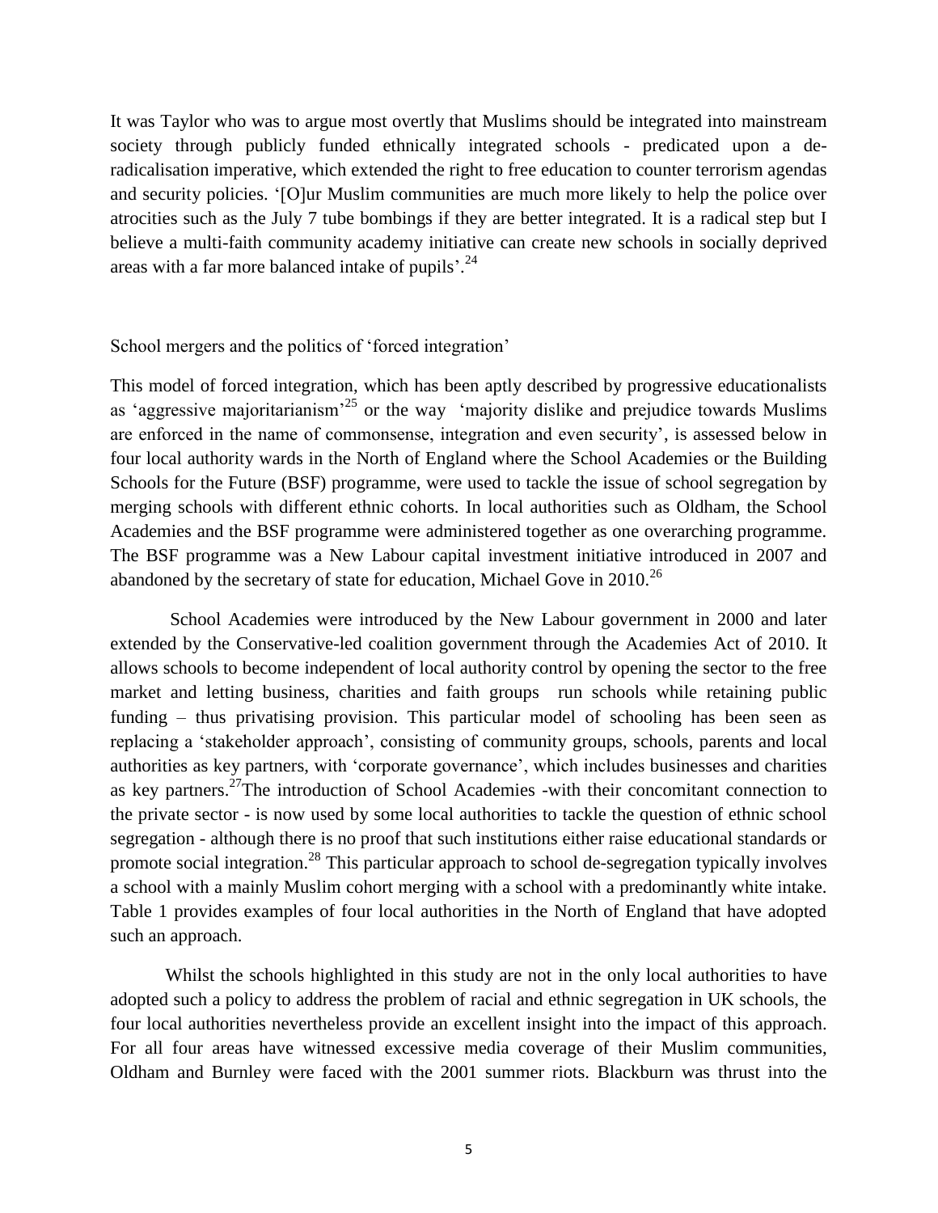It was Taylor who was to argue most overtly that Muslims should be integrated into mainstream society through publicly funded ethnically integrated schools - predicated upon a de-radicalisation imperative, which extended the right to free education to counter terrorism agendas and security policies. '[O]ur Muslim communities are much more likely to help the police over atrocities such as the July 7 tube bombings if they are better integrated. It is a radical step but I believe a multi-faith community academy initiative can create new schools in socially deprived areas with a far more balanced intake of pupils'.[24]

## School mergers and the politics of 'forced integration'

This model of forced integration, which has been aptly described by progressive educationalists as 'aggressive majoritarianism'[25] or the way 'majority dislike and prejudice towards Muslims are enforced in the name of commonsense, integration and even security', is assessed below in four local authority wards in the North of England where the School Academies or the Building Schools for the Future (BSF) programme, were used to tackle the issue of school segregation by merging schools with different ethnic cohorts. In local authorities such as Oldham, the School Academies and the BSF programme were administered together as one overarching programme. The BSF programme was a New Labour capital investment initiative introduced in 2007 and abandoned by the secretary of state for education, Michael Gove in 2010.[26]

School Academies were introduced by the New Labour government in 2000 and later extended by the Conservative-led coalition government through the Academies Act of 2010. It allows schools to become independent of local authority control by opening the sector to the free market and letting business, charities and faith groups run schools while retaining public funding – thus privatising provision. This particular model of schooling has been seen as replacing a 'stakeholder approach', consisting of community groups, schools, parents and local authorities as key partners, with 'corporate governance', which includes businesses and charities as key partners.[27] The introduction of School Academies -with their concomitant connection to the private sector - is now used by some local authorities to tackle the question of ethnic school segregation - although there is no proof that such institutions either raise educational standards or promote social integration.[28] This particular approach to school de-segregation typically involves a school with a mainly Muslim cohort merging with a school with a predominantly white intake. Table 1 provides examples of four local authorities in the North of England that have adopted such an approach.

Whilst the schools highlighted in this study are not in the only local authorities to have adopted such a policy to address the problem of racial and ethnic segregation in UK schools, the four local authorities nevertheless provide an excellent insight into the impact of this approach. For all four areas have witnessed excessive media coverage of their Muslim communities, Oldham and Burnley were faced with the 2001 summer riots. Blackburn was thrust into the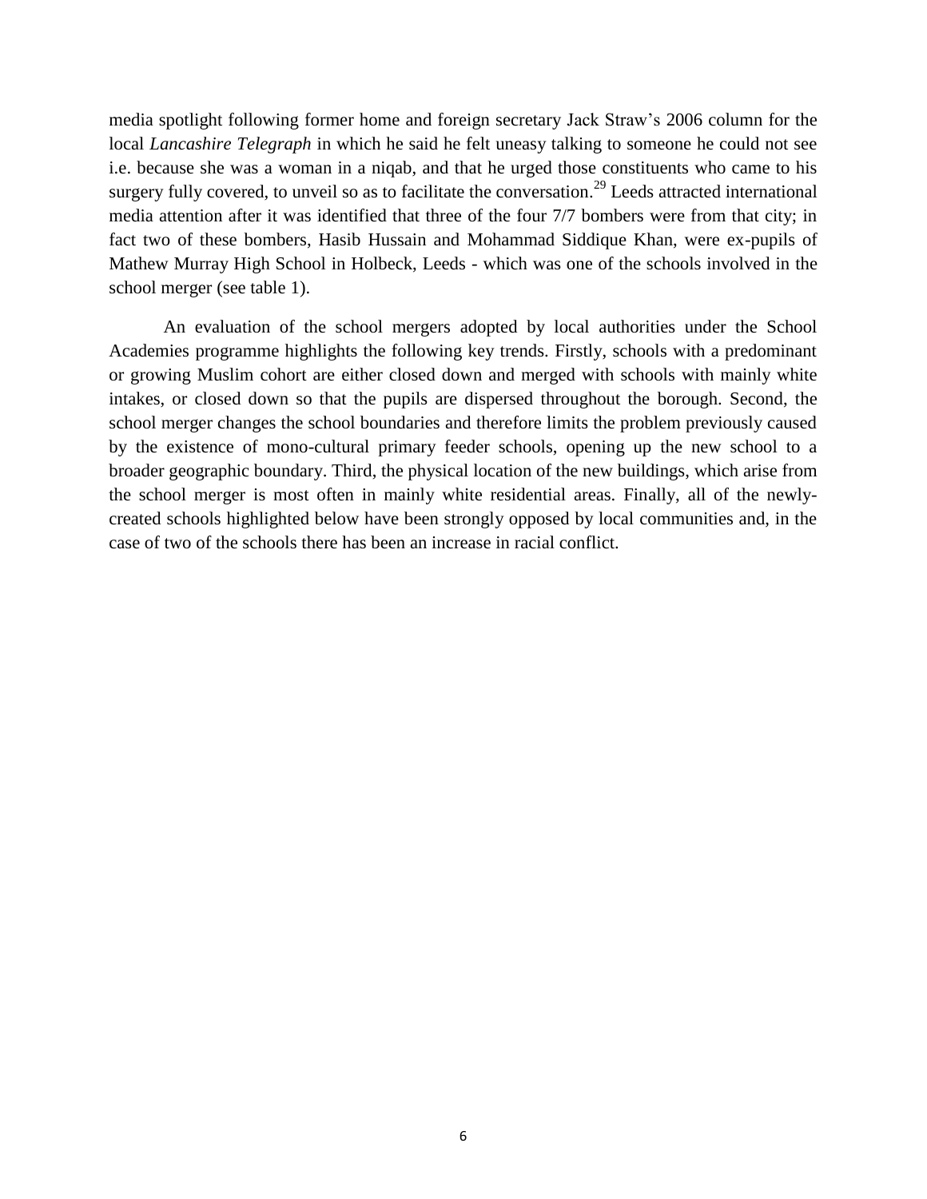media spotlight following former home and foreign secretary Jack Straw's 2006 column for the local *Lancashire Telegraph* in which he said he felt uneasy talking to someone he could not see i.e. because she was a woman in a niqab, and that he urged those constituents who came to his surgery fully covered, to unveil so as to facilitate the conversation.[29] Leeds attracted international media attention after it was identified that three of the four 7/7 bombers were from that city; in fact two of these bombers, Hasib Hussain and Mohammad Siddique Khan, were ex-pupils of Mathew Murray High School in Holbeck, Leeds - which was one of the schools involved in the school merger (see table 1).

An evaluation of the school mergers adopted by local authorities under the School Academies programme highlights the following key trends. Firstly, schools with a predominant or growing Muslim cohort are either closed down and merged with schools with mainly white intakes, or closed down so that the pupils are dispersed throughout the borough. Second, the school merger changes the school boundaries and therefore limits the problem previously caused by the existence of mono-cultural primary feeder schools, opening up the new school to a broader geographic boundary. Third, the physical location of the new buildings, which arise from the school merger is most often in mainly white residential areas. Finally, all of the newly-created schools highlighted below have been strongly opposed by local communities and, in the case of two of the schools there has been an increase in racial conflict.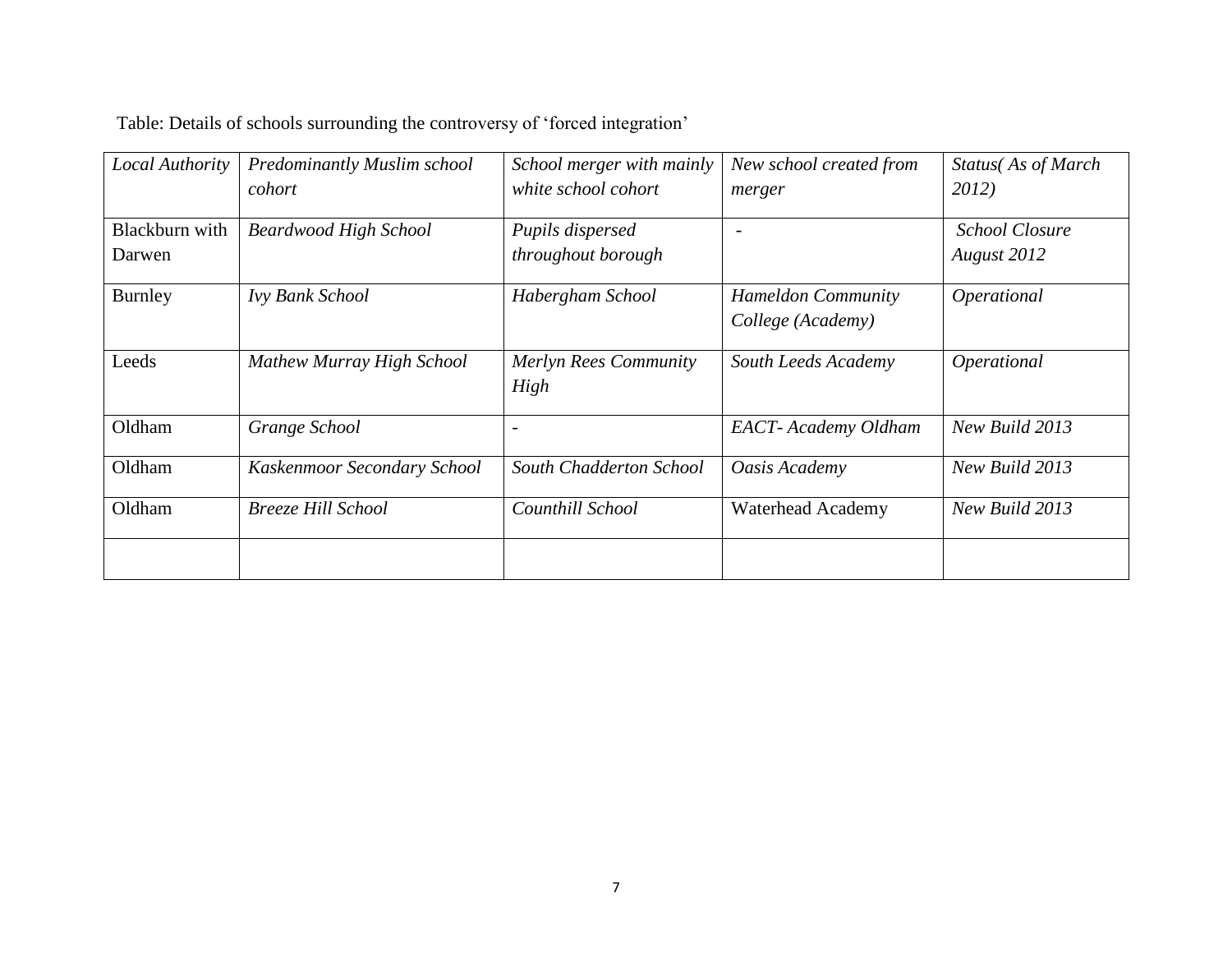Table: Details of schools surrounding the controversy of 'forced integration'

| *Local Authority* | *Predominantly Muslim school cohort* | *School merger with mainly white school cohort* | *New school created from merger* | *Status( As of March 2012)* |
|---|---|---|---|---|
| Blackburn with Darwen | *Beardwood High School* | *Pupils dispersed throughout borough* | - | *School Closure August 2012* |
| Burnley | *Ivy Bank School* | *Habergham School* | *Hameldon Community College (Academy)* | *Operational* |
| Leeds | *Mathew Murray High School* | *Merlyn Rees Community High* | *South Leeds Academy* | *Operational* |
| Oldham | *Grange School* | - | *EACT- Academy Oldham* | *New Build 2013* |
| Oldham | *Kaskenmoor Secondary School* | *South Chadderton School* | *Oasis Academy* | *New Build 2013* |
| Oldham | *Breeze Hill School* | *Counthill School* | Waterhead Academy | *New Build 2013* |
| | | | | |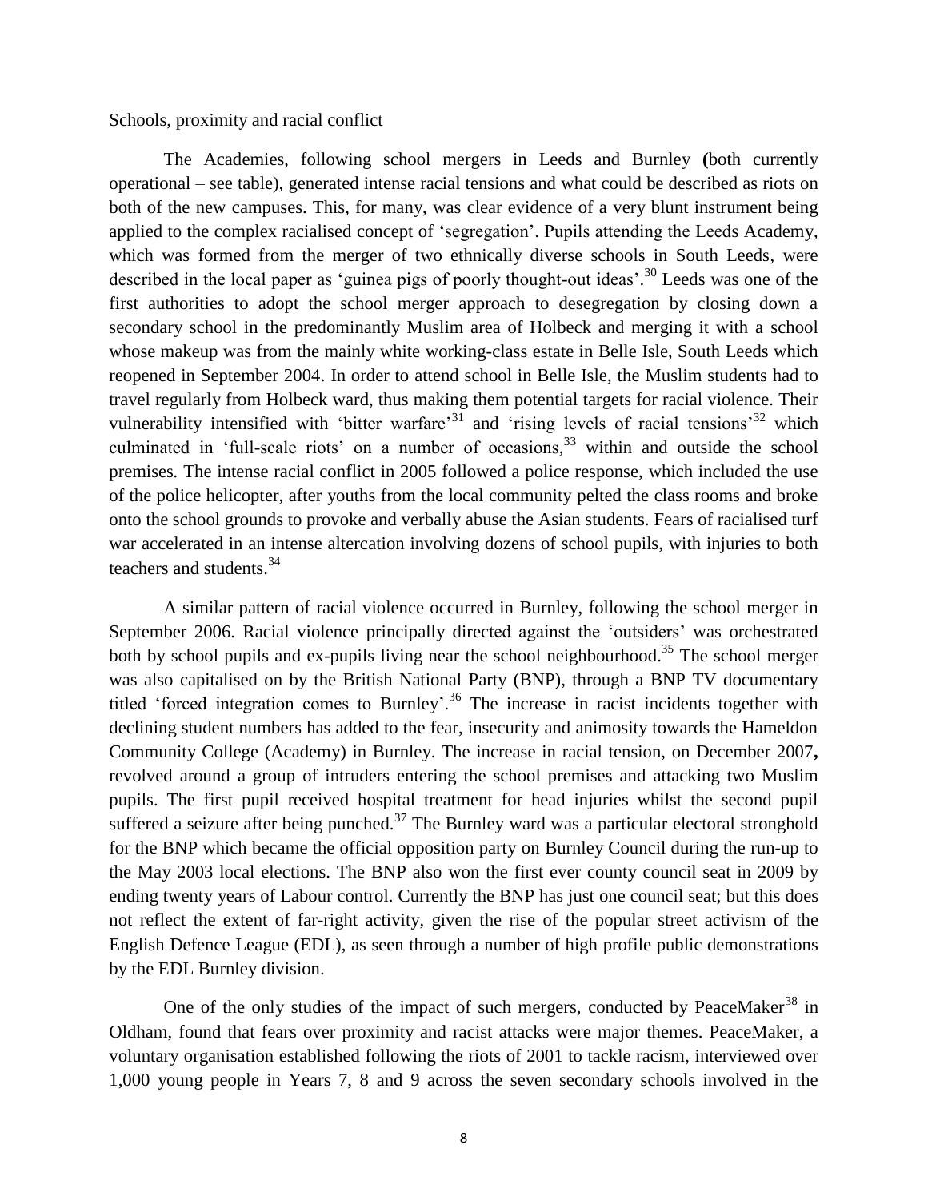Schools, proximity and racial conflict

The Academies, following school mergers in Leeds and Burnley **(**both currently operational – see table), generated intense racial tensions and what could be described as riots on both of the new campuses. This, for many, was clear evidence of a very blunt instrument being applied to the complex racialised concept of 'segregation'. Pupils attending the Leeds Academy, which was formed from the merger of two ethnically diverse schools in South Leeds, were described in the local paper as 'guinea pigs of poorly thought-out ideas'.[30] Leeds was one of the first authorities to adopt the school merger approach to desegregation by closing down a secondary school in the predominantly Muslim area of Holbeck and merging it with a school whose makeup was from the mainly white working-class estate in Belle Isle, South Leeds which reopened in September 2004. In order to attend school in Belle Isle, the Muslim students had to travel regularly from Holbeck ward, thus making them potential targets for racial violence. Their vulnerability intensified with 'bitter warfare'[31] and 'rising levels of racial tensions'[32] which culminated in 'full-scale riots' on a number of occasions,[33] within and outside the school premises. The intense racial conflict in 2005 followed a police response, which included the use of the police helicopter, after youths from the local community pelted the class rooms and broke onto the school grounds to provoke and verbally abuse the Asian students. Fears of racialised turf war accelerated in an intense altercation involving dozens of school pupils, with injuries to both teachers and students.[34]

A similar pattern of racial violence occurred in Burnley, following the school merger in September 2006. Racial violence principally directed against the 'outsiders' was orchestrated both by school pupils and ex-pupils living near the school neighbourhood.[35] The school merger was also capitalised on by the British National Party (BNP), through a BNP TV documentary titled 'forced integration comes to Burnley'.[36] The increase in racist incidents together with declining student numbers has added to the fear, insecurity and animosity towards the Hameldon Community College (Academy) in Burnley. The increase in racial tension, on December 2007**,** revolved around a group of intruders entering the school premises and attacking two Muslim pupils. The first pupil received hospital treatment for head injuries whilst the second pupil suffered a seizure after being punched.[37] The Burnley ward was a particular electoral stronghold for the BNP which became the official opposition party on Burnley Council during the run-up to the May 2003 local elections. The BNP also won the first ever county council seat in 2009 by ending twenty years of Labour control. Currently the BNP has just one council seat; but this does not reflect the extent of far-right activity, given the rise of the popular street activism of the English Defence League (EDL), as seen through a number of high profile public demonstrations by the EDL Burnley division.

One of the only studies of the impact of such mergers, conducted by PeaceMaker[38] in Oldham, found that fears over proximity and racist attacks were major themes. PeaceMaker, a voluntary organisation established following the riots of 2001 to tackle racism, interviewed over 1,000 young people in Years 7, 8 and 9 across the seven secondary schools involved in the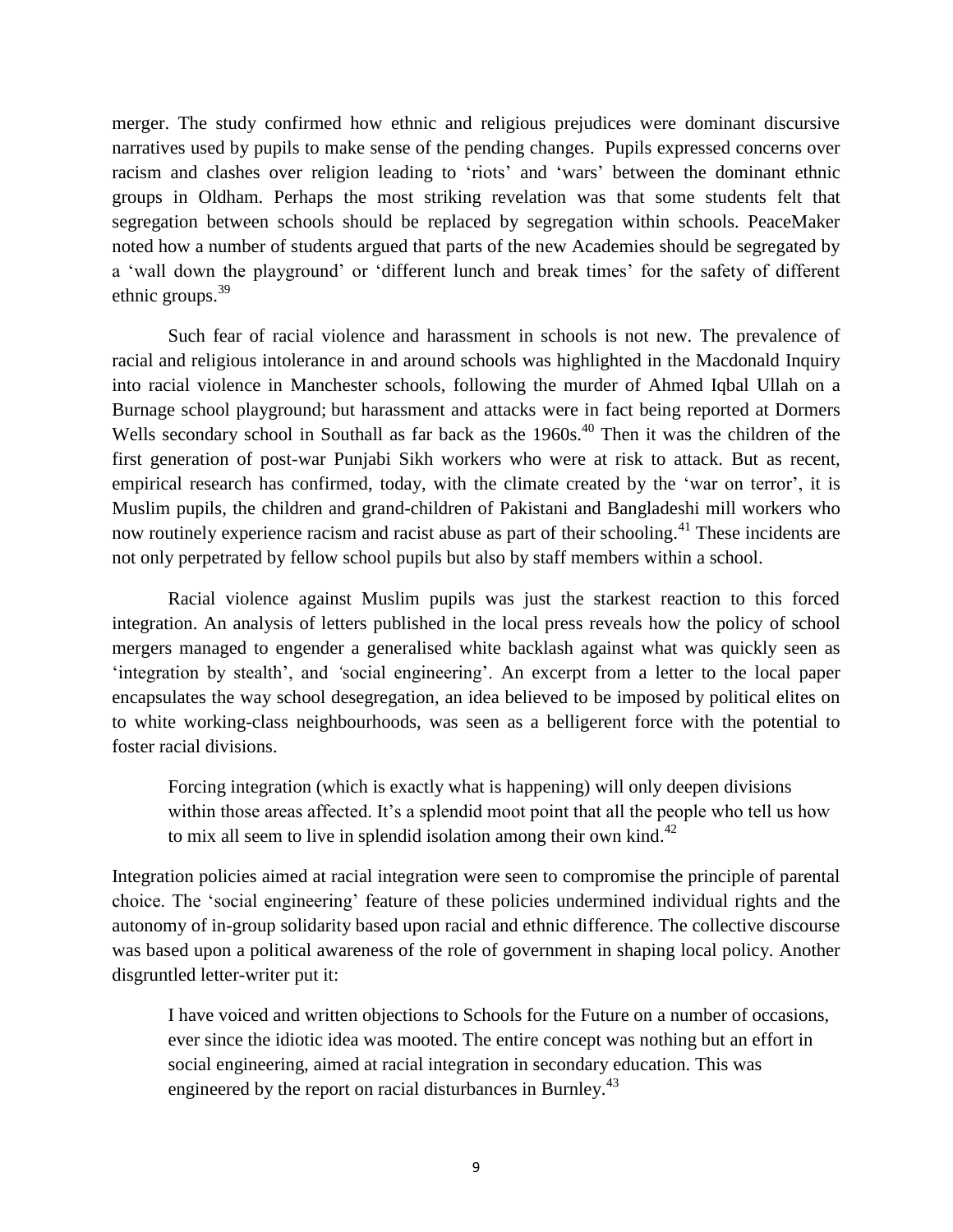merger. The study confirmed how ethnic and religious prejudices were dominant discursive narratives used by pupils to make sense of the pending changes. Pupils expressed concerns over racism and clashes over religion leading to 'riots' and 'wars' between the dominant ethnic groups in Oldham. Perhaps the most striking revelation was that some students felt that segregation between schools should be replaced by segregation within schools. PeaceMaker noted how a number of students argued that parts of the new Academies should be segregated by a 'wall down the playground' or 'different lunch and break times' for the safety of different ethnic groups.[39]

Such fear of racial violence and harassment in schools is not new. The prevalence of racial and religious intolerance in and around schools was highlighted in the Macdonald Inquiry into racial violence in Manchester schools, following the murder of Ahmed Iqbal Ullah on a Burnage school playground; but harassment and attacks were in fact being reported at Dormers Wells secondary school in Southall as far back as the 1960s.[40] Then it was the children of the first generation of post-war Punjabi Sikh workers who were at risk to attack. But as recent, empirical research has confirmed, today, with the climate created by the 'war on terror', it is Muslim pupils, the children and grand-children of Pakistani and Bangladeshi mill workers who now routinely experience racism and racist abuse as part of their schooling.[41] These incidents are not only perpetrated by fellow school pupils but also by staff members within a school.

Racial violence against Muslim pupils was just the starkest reaction to this forced integration. An analysis of letters published in the local press reveals how the policy of school mergers managed to engender a generalised white backlash against what was quickly seen as 'integration by stealth', and 'social engineering'. An excerpt from a letter to the local paper encapsulates the way school desegregation, an idea believed to be imposed by political elites on to white working-class neighbourhoods, was seen as a belligerent force with the potential to foster racial divisions.

> Forcing integration (which is exactly what is happening) will only deepen divisions within those areas affected. It's a splendid moot point that all the people who tell us how to mix all seem to live in splendid isolation among their own kind.[42]

Integration policies aimed at racial integration were seen to compromise the principle of parental choice. The 'social engineering' feature of these policies undermined individual rights and the autonomy of in-group solidarity based upon racial and ethnic difference. The collective discourse was based upon a political awareness of the role of government in shaping local policy. Another disgruntled letter-writer put it:

> I have voiced and written objections to Schools for the Future on a number of occasions, ever since the idiotic idea was mooted. The entire concept was nothing but an effort in social engineering, aimed at racial integration in secondary education. This was engineered by the report on racial disturbances in Burnley.[43]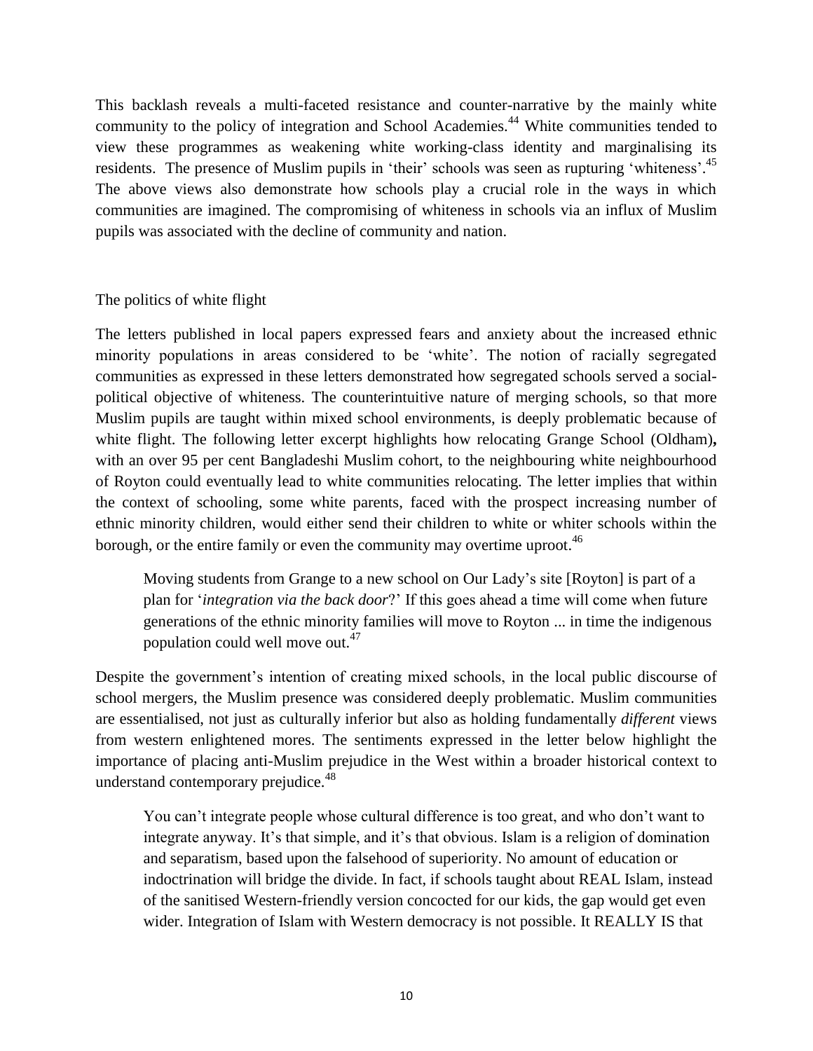This backlash reveals a multi-faceted resistance and counter-narrative by the mainly white community to the policy of integration and School Academies.[44] White communities tended to view these programmes as weakening white working-class identity and marginalising its residents. The presence of Muslim pupils in 'their' schools was seen as rupturing 'whiteness'.[45] The above views also demonstrate how schools play a crucial role in the ways in which communities are imagined. The compromising of whiteness in schools via an influx of Muslim pupils was associated with the decline of community and nation.

## The politics of white flight

The letters published in local papers expressed fears and anxiety about the increased ethnic minority populations in areas considered to be 'white'. The notion of racially segregated communities as expressed in these letters demonstrated how segregated schools served a social-political objective of whiteness. The counterintuitive nature of merging schools, so that more Muslim pupils are taught within mixed school environments, is deeply problematic because of white flight. The following letter excerpt highlights how relocating Grange School (Oldham)**,** with an over 95 per cent Bangladeshi Muslim cohort, to the neighbouring white neighbourhood of Royton could eventually lead to white communities relocating. The letter implies that within the context of schooling, some white parents, faced with the prospect increasing number of ethnic minority children, would either send their children to white or whiter schools within the borough, or the entire family or even the community may overtime uproot.[46]

> Moving students from Grange to a new school on Our Lady's site [Royton] is part of a plan for '*integration via the back door*?' If this goes ahead a time will come when future generations of the ethnic minority families will move to Royton ... in time the indigenous population could well move out.[47]

Despite the government's intention of creating mixed schools, in the local public discourse of school mergers, the Muslim presence was considered deeply problematic. Muslim communities are essentialised, not just as culturally inferior but also as holding fundamentally *different* views from western enlightened mores. The sentiments expressed in the letter below highlight the importance of placing anti-Muslim prejudice in the West within a broader historical context to understand contemporary prejudice.[48]

> You can't integrate people whose cultural difference is too great, and who don't want to integrate anyway. It's that simple, and it's that obvious. Islam is a religion of domination and separatism, based upon the falsehood of superiority. No amount of education or indoctrination will bridge the divide. In fact, if schools taught about REAL Islam, instead of the sanitised Western-friendly version concocted for our kids, the gap would get even wider. Integration of Islam with Western democracy is not possible. It REALLY IS that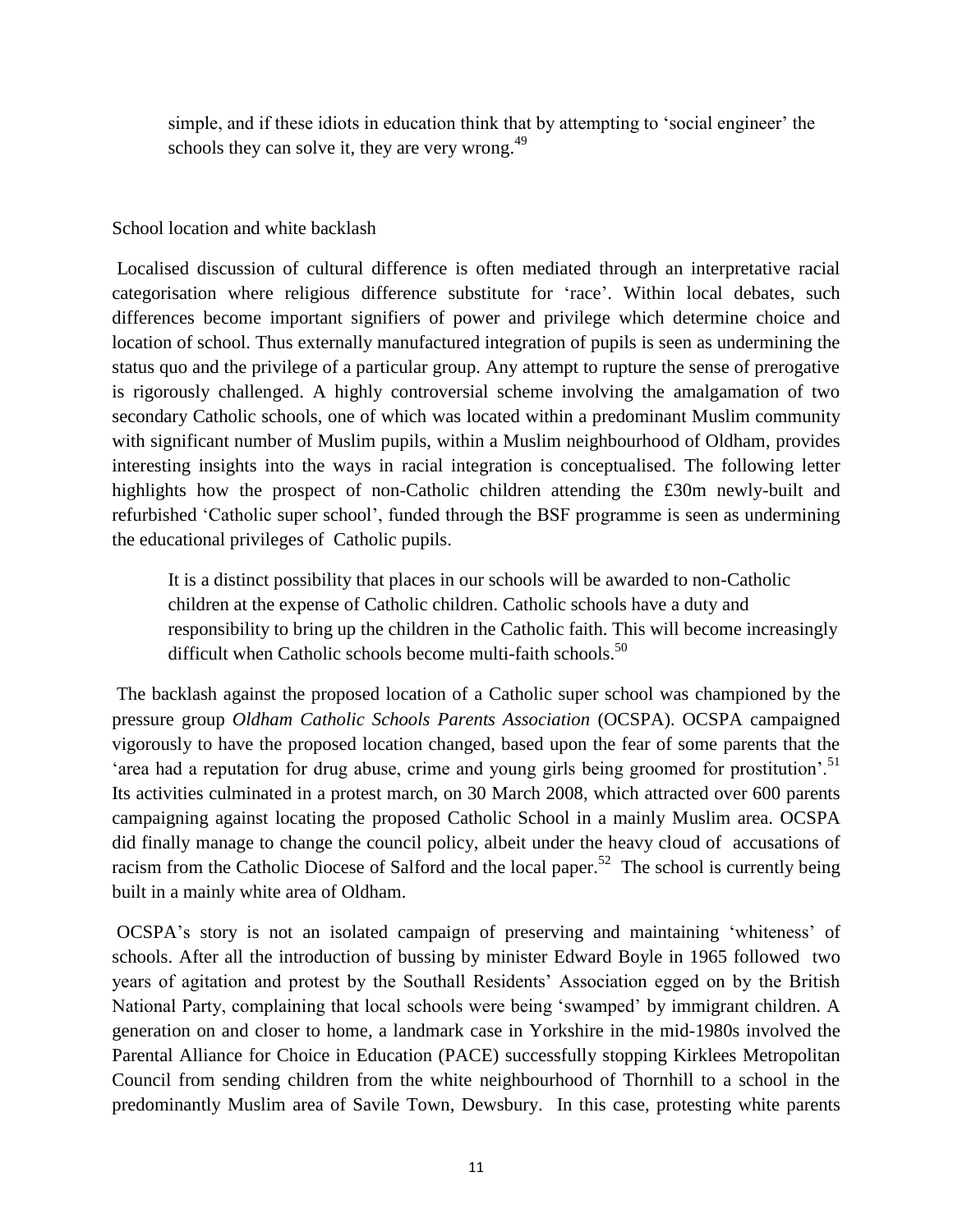> simple, and if these idiots in education think that by attempting to 'social engineer' the schools they can solve it, they are very wrong.[49]

School location and white backlash

Localised discussion of cultural difference is often mediated through an interpretative racial categorisation where religious difference substitute for 'race'. Within local debates, such differences become important signifiers of power and privilege which determine choice and location of school. Thus externally manufactured integration of pupils is seen as undermining the status quo and the privilege of a particular group. Any attempt to rupture the sense of prerogative is rigorously challenged. A highly controversial scheme involving the amalgamation of two secondary Catholic schools, one of which was located within a predominant Muslim community with significant number of Muslim pupils, within a Muslim neighbourhood of Oldham, provides interesting insights into the ways in racial integration is conceptualised. The following letter highlights how the prospect of non-Catholic children attending the £30m newly-built and refurbished 'Catholic super school', funded through the BSF programme is seen as undermining the educational privileges of Catholic pupils.

> It is a distinct possibility that places in our schools will be awarded to non-Catholic children at the expense of Catholic children. Catholic schools have a duty and responsibility to bring up the children in the Catholic faith. This will become increasingly difficult when Catholic schools become multi-faith schools.[50]

The backlash against the proposed location of a Catholic super school was championed by the pressure group *Oldham Catholic Schools Parents Association* (OCSPA). OCSPA campaigned vigorously to have the proposed location changed, based upon the fear of some parents that the 'area had a reputation for drug abuse, crime and young girls being groomed for prostitution'.[51] Its activities culminated in a protest march, on 30 March 2008, which attracted over 600 parents campaigning against locating the proposed Catholic School in a mainly Muslim area. OCSPA did finally manage to change the council policy, albeit under the heavy cloud of accusations of racism from the Catholic Diocese of Salford and the local paper.[52] The school is currently being built in a mainly white area of Oldham.

OCSPA's story is not an isolated campaign of preserving and maintaining 'whiteness' of schools. After all the introduction of bussing by minister Edward Boyle in 1965 followed two years of agitation and protest by the Southall Residents' Association egged on by the British National Party, complaining that local schools were being 'swamped' by immigrant children. A generation on and closer to home, a landmark case in Yorkshire in the mid-1980s involved the Parental Alliance for Choice in Education (PACE) successfully stopping Kirklees Metropolitan Council from sending children from the white neighbourhood of Thornhill to a school in the predominantly Muslim area of Savile Town, Dewsbury. In this case, protesting white parents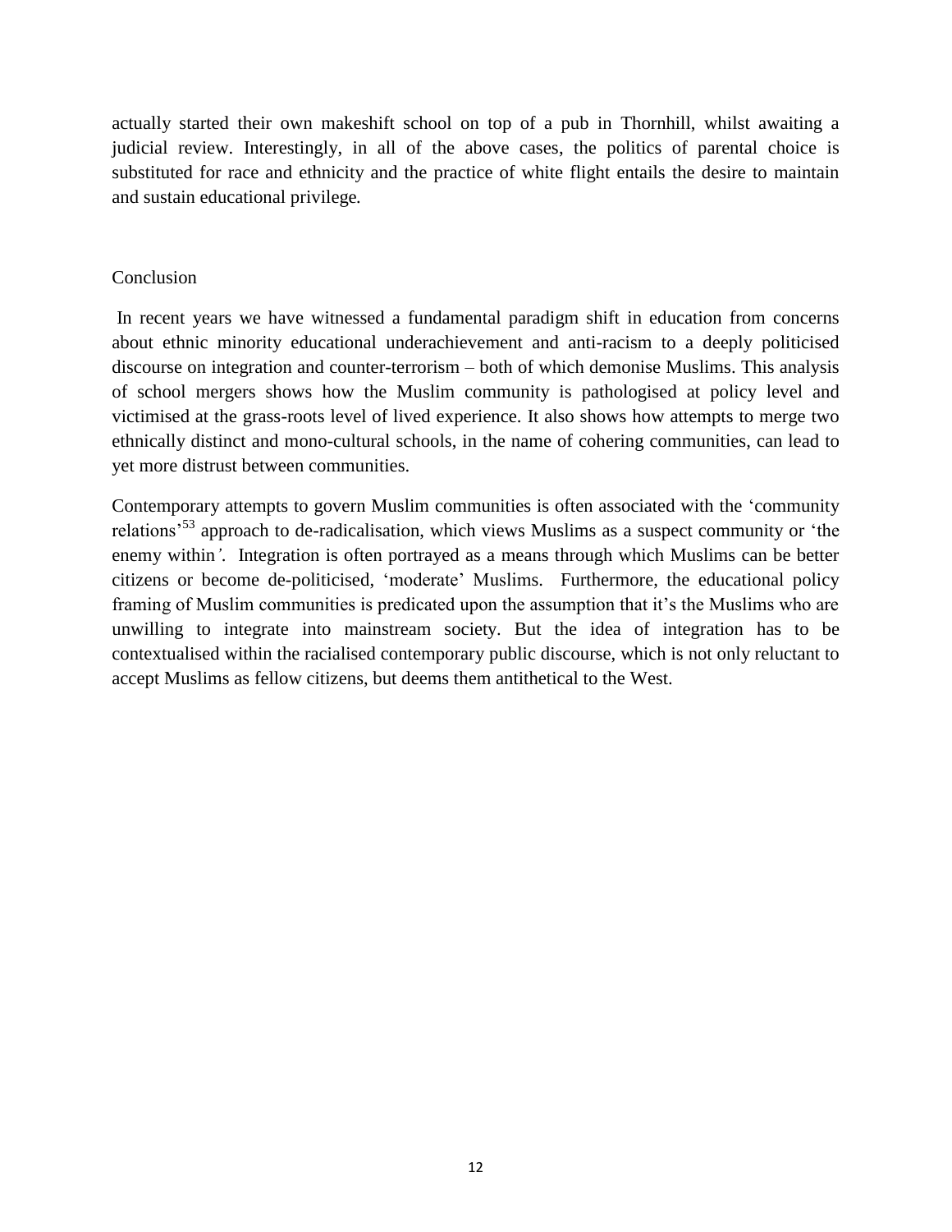actually started their own makeshift school on top of a pub in Thornhill, whilst awaiting a judicial review. Interestingly, in all of the above cases, the politics of parental choice is substituted for race and ethnicity and the practice of white flight entails the desire to maintain and sustain educational privilege.

## Conclusion

In recent years we have witnessed a fundamental paradigm shift in education from concerns about ethnic minority educational underachievement and anti-racism to a deeply politicised discourse on integration and counter-terrorism – both of which demonise Muslims. This analysis of school mergers shows how the Muslim community is pathologised at policy level and victimised at the grass-roots level of lived experience. It also shows how attempts to merge two ethnically distinct and mono-cultural schools, in the name of cohering communities, can lead to yet more distrust between communities.

Contemporary attempts to govern Muslim communities is often associated with the 'community relations'[53] approach to de-radicalisation, which views Muslims as a suspect community or 'the enemy within'. Integration is often portrayed as a means through which Muslims can be better citizens or become de-politicised, 'moderate' Muslims. Furthermore, the educational policy framing of Muslim communities is predicated upon the assumption that it's the Muslims who are unwilling to integrate into mainstream society. But the idea of integration has to be contextualised within the racialised contemporary public discourse, which is not only reluctant to accept Muslims as fellow citizens, but deems them antithetical to the West.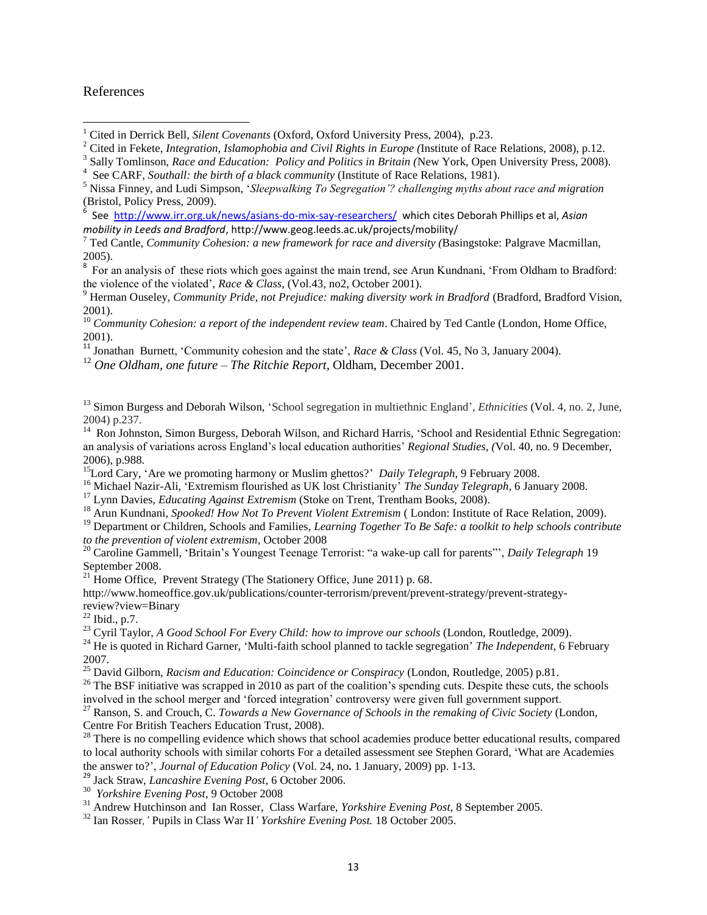References

[1] Cited in Derrick Bell, *Silent Covenants* (Oxford, Oxford University Press, 2004), p.23.

[2] Cited in Fekete, *Integration, Islamophobia and Civil Rights in Europe (*Institute of Race Relations, 2008), p.12.

[3] Sally Tomlinson, *Race and Education: Policy and Politics in Britain (*New York, Open University Press, 2008).

[4] See CARF, *Southall: the birth of a black community* (Institute of Race Relations, 1981).

[5] Nissa Finney, and Ludi Simpson, '*Sleepwalking To Segregation'? challenging myths about race and migration* (Bristol, Policy Press, 2009).

[6] See http://www.irr.org.uk/news/asians-do-mix-say-researchers/ which cites Deborah Phillips et al, *Asian mobility in Leeds and Bradford*, http://www.geog.leeds.ac.uk/projects/mobility/

[7] Ted Cantle, *Community Cohesion: a new framework for race and diversity (*Basingstoke: Palgrave Macmillan, 2005).

[8] For an analysis of these riots which goes against the main trend, see Arun Kundnani, 'From Oldham to Bradford: the violence of the violated', *Race & Class*, (Vol.43, no2, October 2001).

[9] Herman Ouseley, *Community Pride, not Prejudice: making diversity work in Bradford* (Bradford, Bradford Vision, 2001).

[10] *Community Cohesion: a report of the independent review team*. Chaired by Ted Cantle (London, Home Office, 2001).

[11] Jonathan Burnett, 'Community cohesion and the state', *Race & Class* (Vol. 45, No 3, January 2004).

[12] *One Oldham, one future – The Ritchie Report*, Oldham, December 2001.

[13] Simon Burgess and Deborah Wilson, 'School segregation in multiethnic England', *Ethnicities* (Vol. 4, no. 2, June, 2004) p.237.

[14] Ron Johnston, Simon Burgess, Deborah Wilson, and Richard Harris, 'School and Residential Ethnic Segregation: an analysis of variations across England's local education authorities' *Regional Studies, (*Vol. 40, no. 9 December, 2006), p.988.

[15] Lord Cary, 'Are we promoting harmony or Muslim ghettos?' *Daily Telegraph*, 9 February 2008.

[16] Michael Nazir-Ali, 'Extremism flourished as UK lost Christianity' *The Sunday Telegraph*, 6 January 2008.

[17] Lynn Davies, *Educating Against Extremism* (Stoke on Trent, Trentham Books, 2008).

[18] Arun Kundnani, *Spooked! How Not To Prevent Violent Extremism* ( London: Institute of Race Relation, 2009).

[19] Department or Children, Schools and Families, *Learning Together To Be Safe: a toolkit to help schools contribute to the prevention of violent extremism*, October 2008

[20] Caroline Gammell, 'Britain's Youngest Teenage Terrorist: "a wake-up call for parents"', *Daily Telegraph* 19 September 2008.

[21] Home Office, Prevent Strategy (The Stationery Office, June 2011) p. 68.
http://www.homeoffice.gov.uk/publications/counter-terrorism/prevent/prevent-strategy/prevent-strategy-review?view=Binary

[22] Ibid., p.7.

[23] Cyril Taylor, *A Good School For Every Child: how to improve our schools* (London, Routledge, 2009).

[24] He is quoted in Richard Garner, 'Multi-faith school planned to tackle segregation' *The Independent*, 6 February 2007.

[25] David Gilborn, *Racism and Education: Coincidence or Conspiracy* (London, Routledge, 2005) p.81.

[26] The BSF initiative was scrapped in 2010 as part of the coalition's spending cuts. Despite these cuts, the schools involved in the school merger and 'forced integration' controversy were given full government support.

[27] Ranson, S. and Crouch, C. *Towards a New Governance of Schools in the remaking of Civic Society* (London, Centre For British Teachers Education Trust, 2008).

[28] There is no compelling evidence which shows that school academies produce better educational results, compared to local authority schools with similar cohorts For a detailed assessment see Stephen Gorard, 'What are Academies the answer to?', *Journal of Education Policy* (Vol. 24, no**.** 1 January, 2009) pp. 1-13.

[29] Jack Straw, *Lancashire Evening Post*, 6 October 2006.

[30] *Yorkshire Evening Post*, 9 October 2008

[31] Andrew Hutchinson and Ian Rosser, Class Warfare, *Yorkshire Evening Post*, 8 September 2005.

[32] Ian Rosser*,'* Pupils in Class War II*' Yorkshire Evening Post.* 18 October 2005.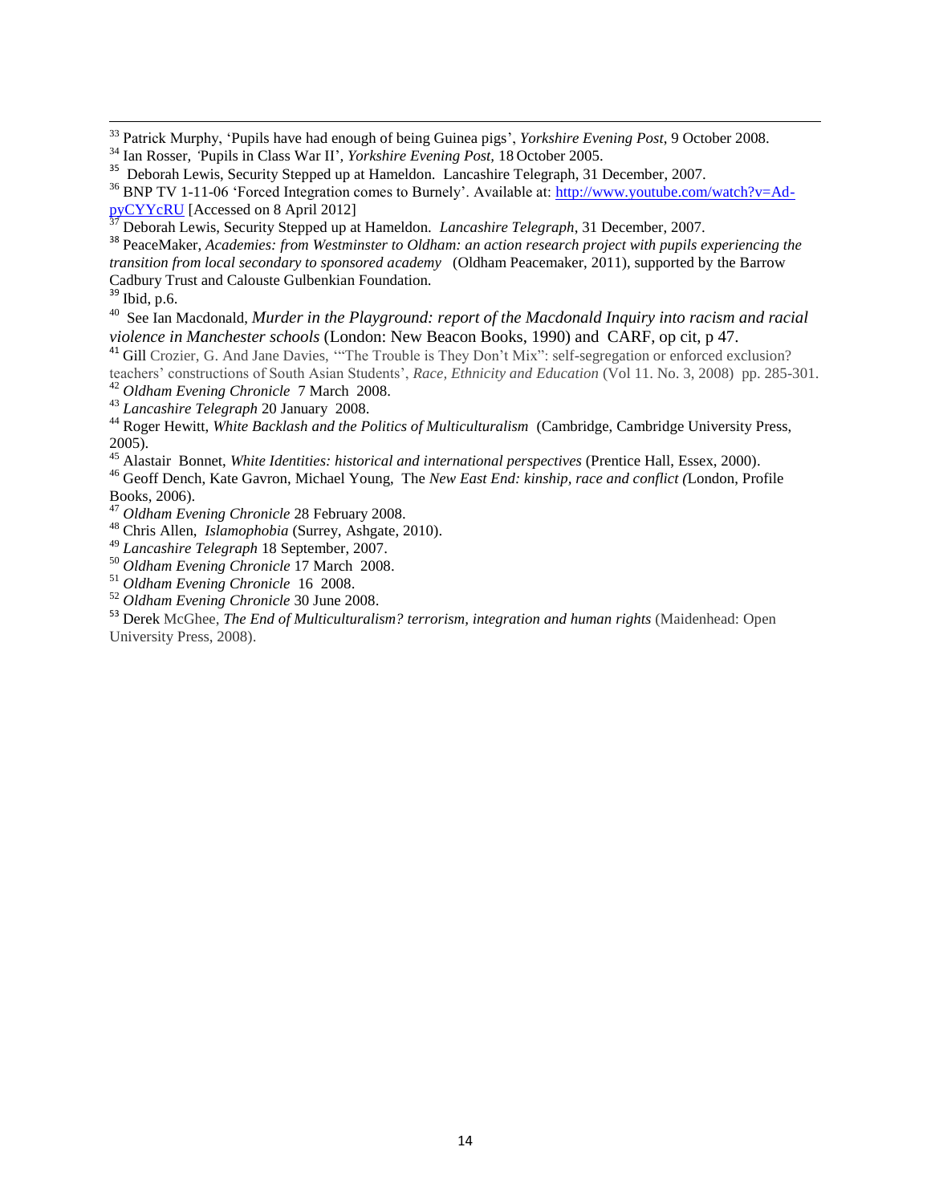[33] Patrick Murphy, 'Pupils have had enough of being Guinea pigs', *Yorkshire Evening Post*, 9 October 2008.

[34] Ian Rosser, 'Pupils in Class War II', *Yorkshire Evening Post*, 18 October 2005.

[35] Deborah Lewis, Security Stepped up at Hameldon. Lancashire Telegraph, 31 December, 2007.

[36] BNP TV 1-11-06 'Forced Integration comes to Burnely'. Available at: http://www.youtube.com/watch?v=Ad-pyCYYcRU [Accessed on 8 April 2012]

[37] Deborah Lewis, Security Stepped up at Hameldon. *Lancashire Telegraph*, 31 December, 2007.

[38] PeaceMaker, *Academies: from Westminster to Oldham: an action research project with pupils experiencing the transition from local secondary to sponsored academy* (Oldham Peacemaker, 2011), supported by the Barrow Cadbury Trust and Calouste Gulbenkian Foundation.

[39] Ibid, p.6.

[40] See Ian Macdonald, *Murder in the Playground: report of the Macdonald Inquiry into racism and racial violence in Manchester schools* (London: New Beacon Books, 1990) and CARF, op cit, p 47.

[41] Gill Crozier, G. And Jane Davies, '"The Trouble is They Don't Mix": self-segregation or enforced exclusion? teachers' constructions of South Asian Students', *Race, Ethnicity and Education* (Vol 11. No. 3, 2008) pp. 285-301.

[42] *Oldham Evening Chronicle* 7 March 2008.

[43] *Lancashire Telegraph* 20 January 2008.

[44] Roger Hewitt, *White Backlash and the Politics of Multiculturalism* (Cambridge, Cambridge University Press, 2005).

[45] Alastair Bonnet, *White Identities: historical and international perspectives* (Prentice Hall, Essex, 2000).

[46] Geoff Dench, Kate Gavron, Michael Young, The *New East End: kinship, race and conflict (*London, Profile Books, 2006).

[47] *Oldham Evening Chronicle* 28 February 2008.

[48] Chris Allen, *Islamophobia* (Surrey, Ashgate, 2010).

[49] *Lancashire Telegraph* 18 September, 2007.

[50] *Oldham Evening Chronicle* 17 March 2008.

[51] *Oldham Evening Chronicle* 16 2008.

[52] *Oldham Evening Chronicle* 30 June 2008.

[53] Derek McGhee, *The End of Multiculturalism? terrorism, integration and human rights* (Maidenhead: Open University Press, 2008).